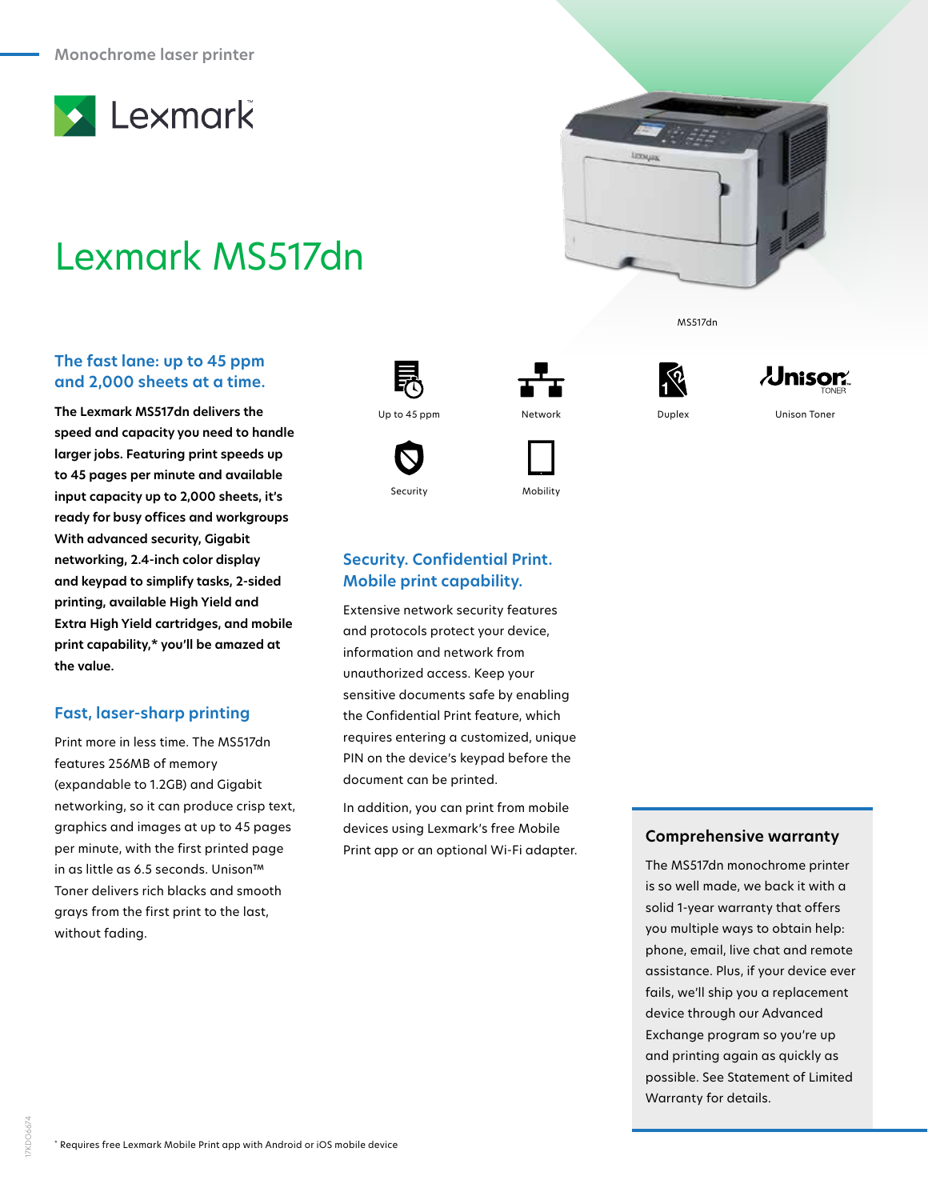Monochrome laser printer

Lexmark

# Lexmark MS517dn

MS517dn

## The fast lane: up to 45 ppm and 2,000 sheets at a time.

**The Lexmark MS517dn delivers the speed and capacity you need to handle larger jobs. Featuring print speeds up to 45 pages per minute and available input capacity up to 2,000 sheets, it's ready for busy offices and workgroups With advanced security, Gigabit networking, 2.4-inch color display and keypad to simplify tasks, 2-sided printing, available High Yield and Extra High Yield cartridges, and mobile print capability,* you'll be amazed at the value.**

## Fast, laser-sharp printing

Print more in less time. The MS517dn features 256MB of memory (expandable to 1.2GB) and Gigabit networking, so it can produce crisp text, graphics and images at up to 45 pages per minute, with the first printed page in as little as 6.5 seconds. Unison™ Toner delivers rich blacks and smooth grays from the first print to the last, without fading.

Up to 45 ppm

Network

Duplex

Unison Toner

Security

Mobility

## Security. Confidential Print. Mobile print capability.

Extensive network security features and protocols protect your device, information and network from unauthorized access. Keep your sensitive documents safe by enabling the Confidential Print feature, which requires entering a customized, unique PIN on the device's keypad before the document can be printed.

In addition, you can print from mobile devices using Lexmark's free Mobile Print app or an optional Wi-Fi adapter.

## Comprehensive warranty

The MS517dn monochrome printer is so well made, we back it with a solid 1-year warranty that offers you multiple ways to obtain help: phone, email, live chat and remote assistance. Plus, if your device ever fails, we'll ship you a replacement device through our Advanced Exchange program so you're up and printing again as quickly as possible. See Statement of Limited Warranty for details.

* Requires free Lexmark Mobile Print app with Android or iOS mobile device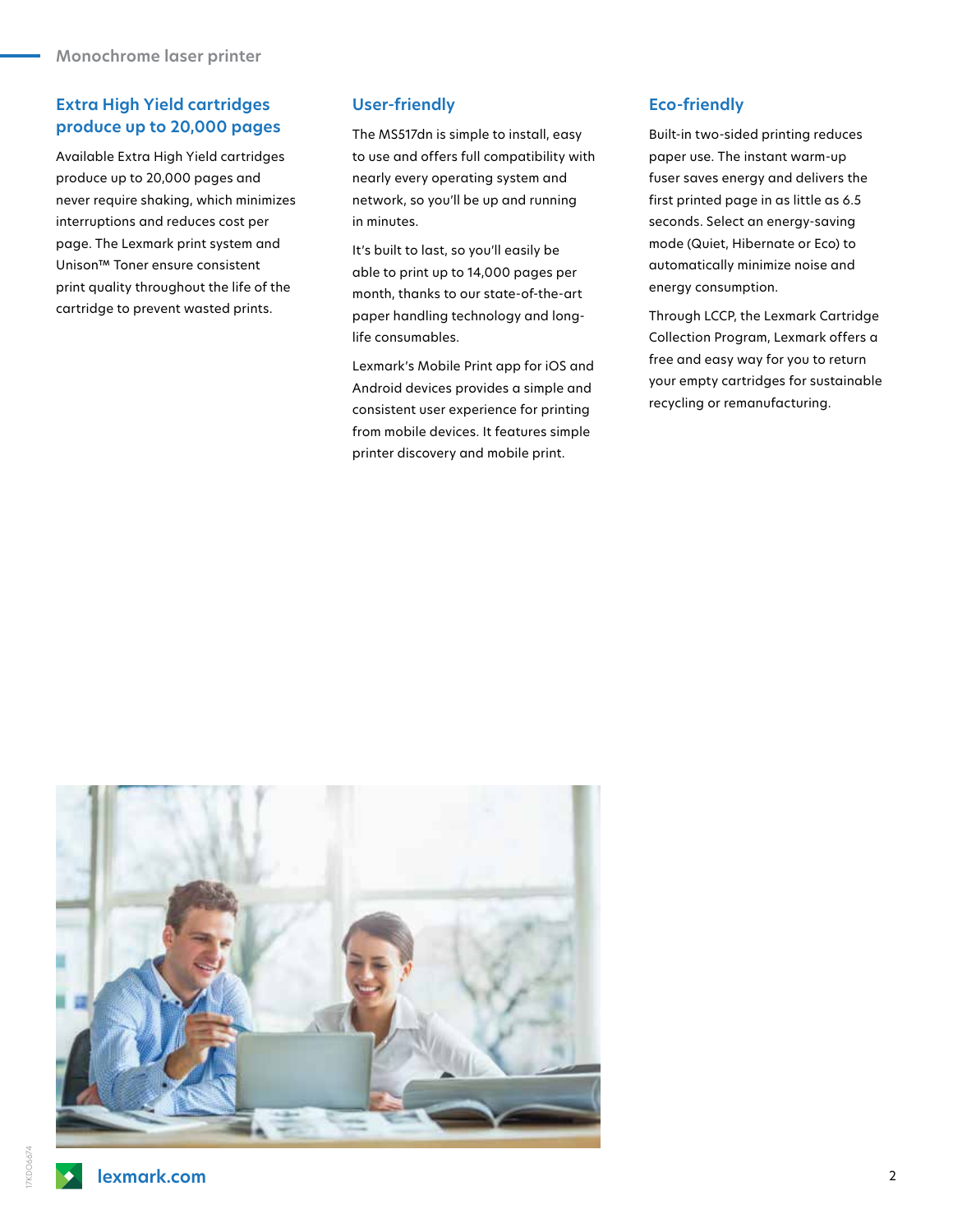## Extra High Yield cartridges produce up to 20,000 pages

Available Extra High Yield cartridges produce up to 20,000 pages and never require shaking, which minimizes interruptions and reduces cost per page. The Lexmark print system and Unison™ Toner ensure consistent print quality throughout the life of the cartridge to prevent wasted prints.

## User-friendly

The MS517dn is simple to install, easy to use and offers full compatibility with nearly every operating system and network, so you'll be up and running in minutes.

It's built to last, so you'll easily be able to print up to 14,000 pages per month, thanks to our state-of-the-art paper handling technology and long-life consumables.

Lexmark's Mobile Print app for iOS and Android devices provides a simple and consistent user experience for printing from mobile devices. It features simple printer discovery and mobile print.

## Eco-friendly

Built-in two-sided printing reduces paper use. The instant warm-up fuser saves energy and delivers the first printed page in as little as 6.5 seconds. Select an energy-saving mode (Quiet, Hibernate or Eco) to automatically minimize noise and energy consumption.

Through LCCP, the Lexmark Cartridge Collection Program, Lexmark offers a free and easy way for you to return your empty cartridges for sustainable recycling or remanufacturing.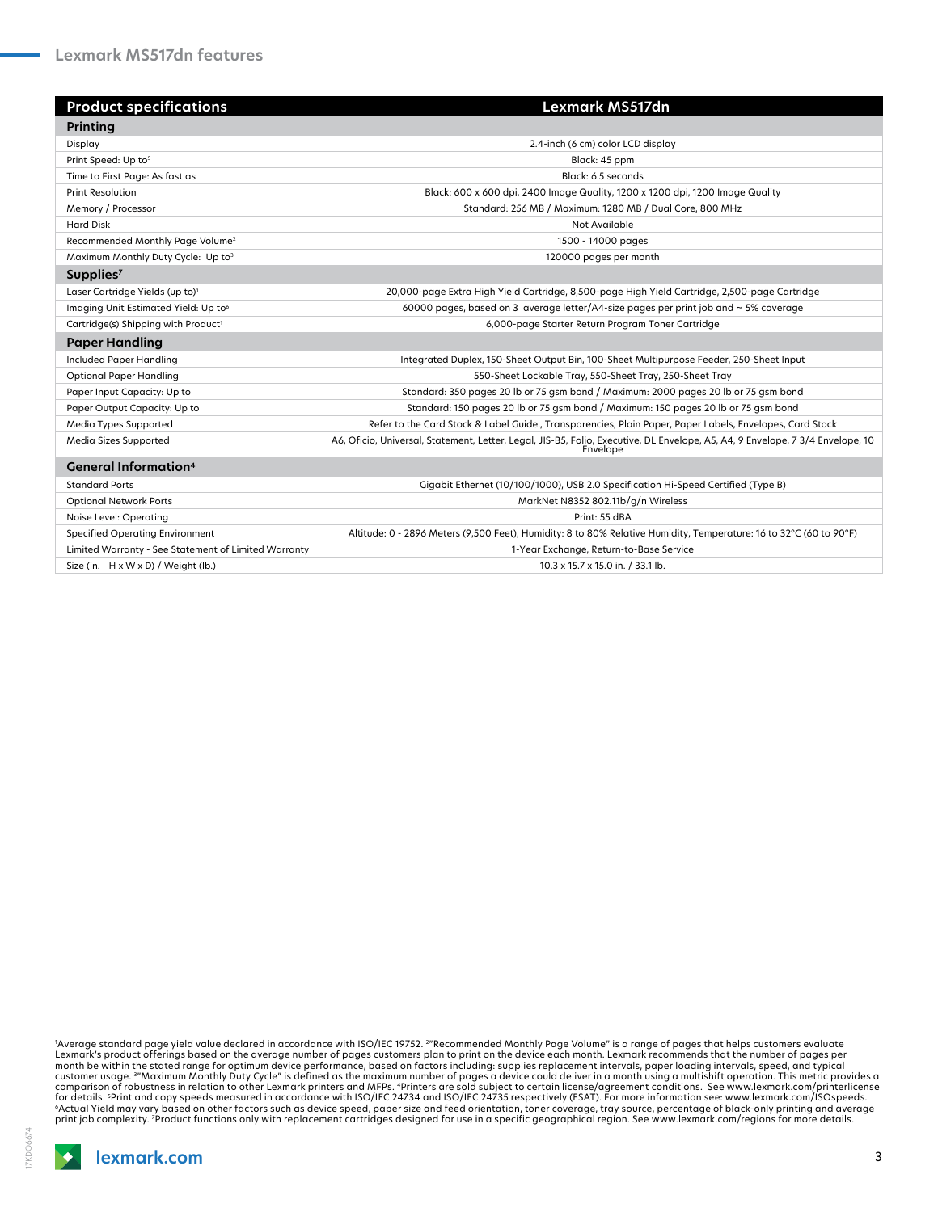## Lexmark MS517dn features

| Product specifications | Lexmark MS517dn |
| --- | --- |
| **Printing** | |
| Display | 2.4-inch (6 cm) color LCD display |
| Print Speed: Up to[5] | Black: 45 ppm |
| Time to First Page: As fast as | Black: 6.5 seconds |
| Print Resolution | Black: 600 x 600 dpi, 2400 Image Quality, 1200 x 1200 dpi, 1200 Image Quality |
| Memory / Processor | Standard: 256 MB / Maximum: 1280 MB / Dual Core, 800 MHz |
| Hard Disk | Not Available |
| Recommended Monthly Page Volume[2] | 1500 - 14000 pages |
| Maximum Monthly Duty Cycle: Up to[3] | 120000 pages per month |
| **Supplies[7]** | |
| Laser Cartridge Yields (up to)[1] | 20,000-page Extra High Yield Cartridge, 8,500-page High Yield Cartridge, 2,500-page Cartridge |
| Imaging Unit Estimated Yield: Up to[6] | 60000 pages, based on 3 average letter/A4-size pages per print job and ~ 5% coverage |
| Cartridge(s) Shipping with Product[1] | 6,000-page Starter Return Program Toner Cartridge |
| **Paper Handling** | |
| Included Paper Handling | Integrated Duplex, 150-Sheet Output Bin, 100-Sheet Multipurpose Feeder, 250-Sheet Input |
| Optional Paper Handling | 550-Sheet Lockable Tray, 550-Sheet Tray, 250-Sheet Tray |
| Paper Input Capacity: Up to | Standard: 350 pages 20 lb or 75 gsm bond / Maximum: 2000 pages 20 lb or 75 gsm bond |
| Paper Output Capacity: Up to | Standard: 150 pages 20 lb or 75 gsm bond / Maximum: 150 pages 20 lb or 75 gsm bond |
| Media Types Supported | Refer to the Card Stock & Label Guide., Transparencies, Plain Paper, Paper Labels, Envelopes, Card Stock |
| Media Sizes Supported | A6, Oficio, Universal, Statement, Letter, Legal, JIS-B5, Folio, Executive, DL Envelope, A5, A4, 9 Envelope, 7 3/4 Envelope, 10 Envelope |
| **General Information[4]** | |
| Standard Ports | Gigabit Ethernet (10/100/1000), USB 2.0 Specification Hi-Speed Certified (Type B) |
| Optional Network Ports | MarkNet N8352 802.11b/g/n Wireless |
| Noise Level: Operating | Print: 55 dBA |
| Specified Operating Environment | Altitude: 0 - 2896 Meters (9,500 Feet), Humidity: 8 to 80% Relative Humidity, Temperature: 16 to 32°C (60 to 90°F) |
| Limited Warranty - See Statement of Limited Warranty | 1-Year Exchange, Return-to-Base Service |
| Size (in. - H x W x D) / Weight (lb.) | 10.3 x 15.7 x 15.0 in. / 33.1 lb. |

[1]Average standard page yield value declared in accordance with ISO/IEC 19752. [2]"Recommended Monthly Page Volume" is a range of pages that helps customers evaluate Lexmark's product offerings based on the average number of pages customers plan to print on the device each month. Lexmark recommends that the number of pages per month be within the stated range for optimum device performance, based on factors including: supplies replacement intervals, paper loading intervals, speed, and typical customer usage. [3]"Maximum Monthly Duty Cycle" is defined as the maximum number of pages a device could deliver in a month using a multishift operation. This metric provides a comparison of robustness in relation to other Lexmark printers and MFPs. [4]Printers are sold subject to certain license/agreement conditions. See www.lexmark.com/printerlicense for details. [5]Print and copy speeds measured in accordance with ISO/IEC 24734 and ISO/IEC 24735 respectively (ESAT). For more information see: www.lexmark.com/ISOspeeds. [6]Actual Yield may vary based on other factors such as device speed, paper size and feed orientation, toner coverage, tray source, percentage of black-only printing and average print job complexity. [7]Product functions only with replacement cartridges designed for use in a specific geographical region. See www.lexmark.com/regions for more details.

17KDO674

lexmark.com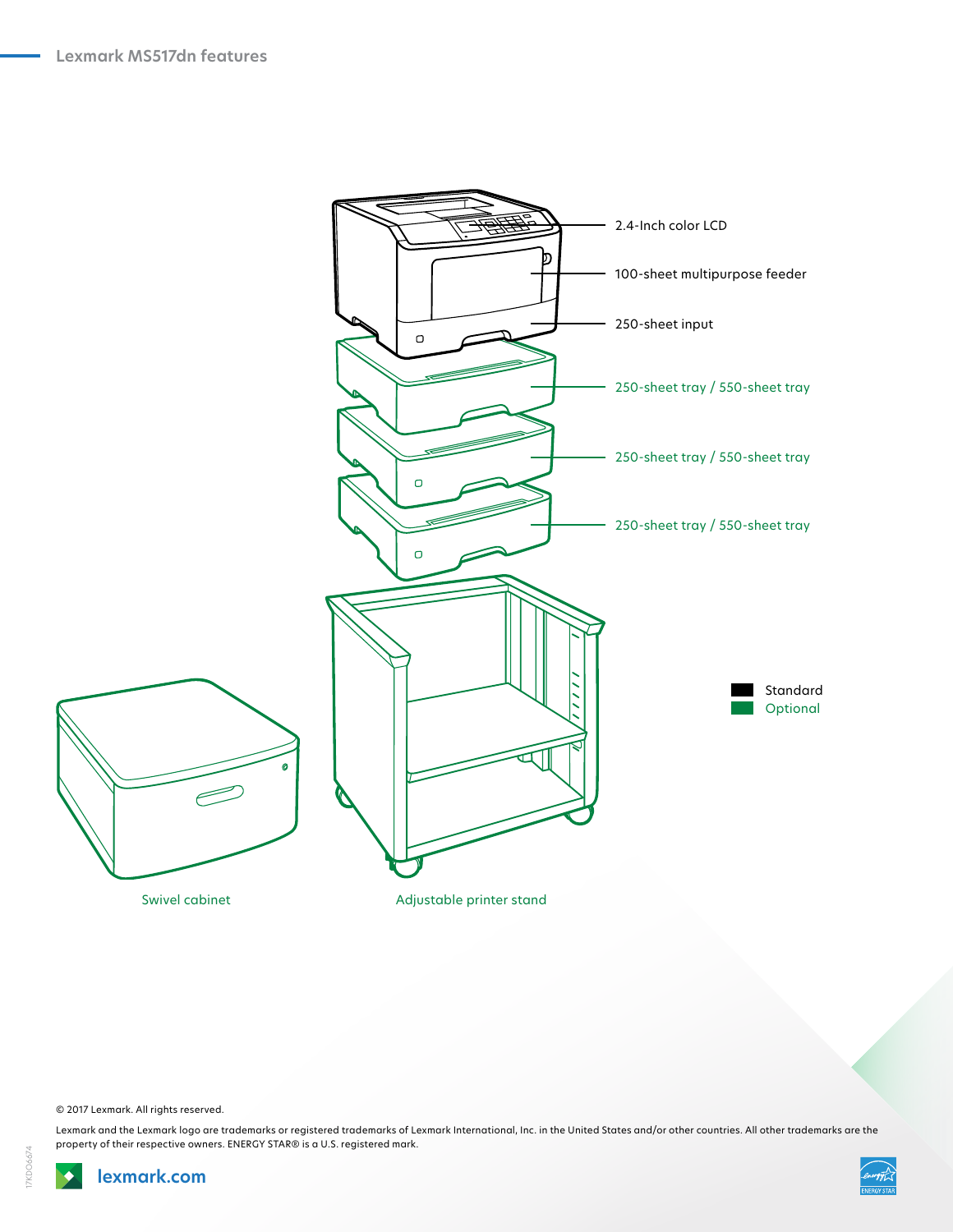## Lexmark MS517dn features

2.4-Inch color LCD

100-sheet multipurpose feeder

250-sheet input

250-sheet tray / 550-sheet tray

250-sheet tray / 550-sheet tray

250-sheet tray / 550-sheet tray

Standard

Optional

Swivel cabinet

Adjustable printer stand

© 2017 Lexmark. All rights reserved.

Lexmark and the Lexmark logo are trademarks or registered trademarks of Lexmark International, Inc. in the United States and/or other countries. All other trademarks are the property of their respective owners. ENERGY STAR® is a U.S. registered mark.

17KDO6674

lexmark.com